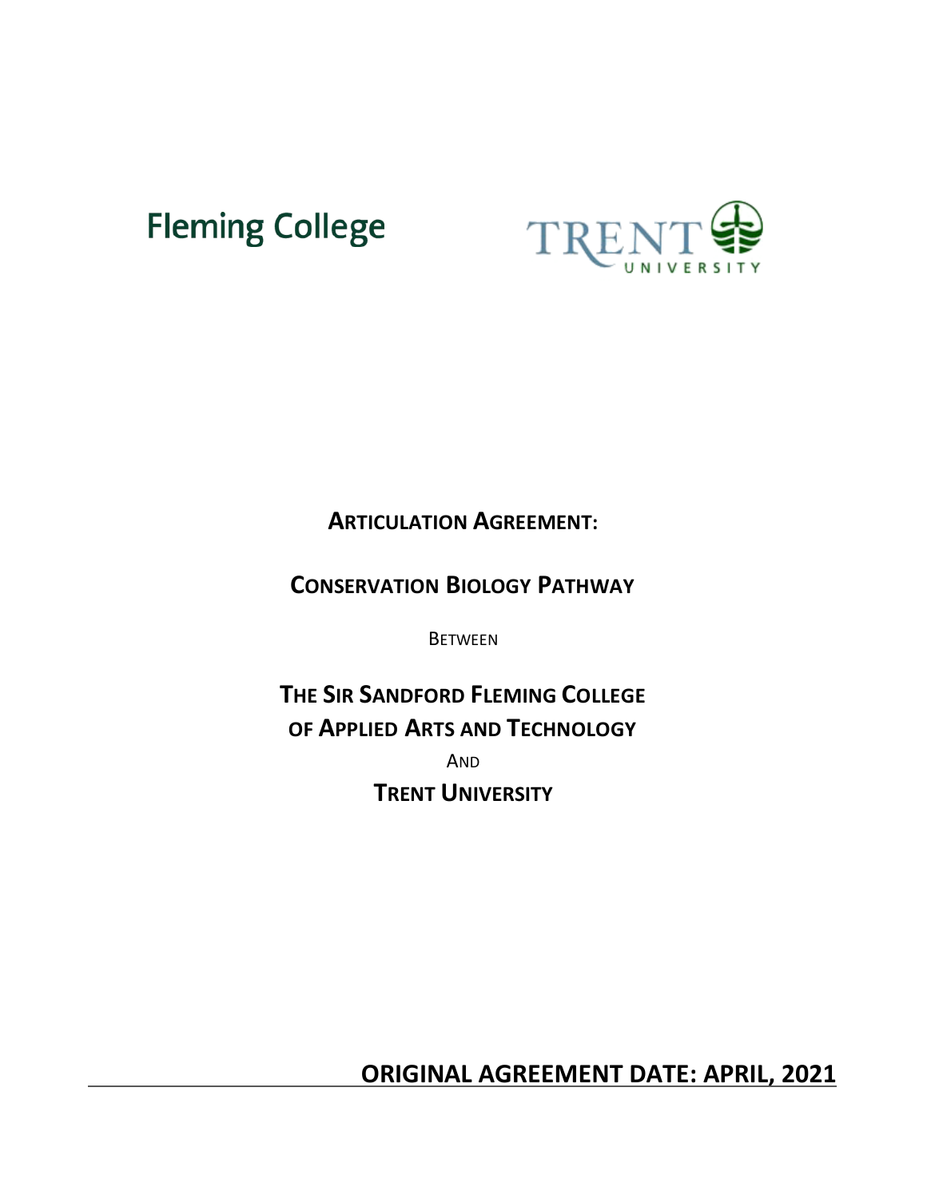Fleming College

TRENT UNIVERSITY

# Articulation Agreement:

## Conservation Biology Pathway

Between

## The Sir Sandford Fleming College of Applied Arts and Technology

And

## Trent University

**ORIGINAL AGREEMENT DATE: APRIL, 2021**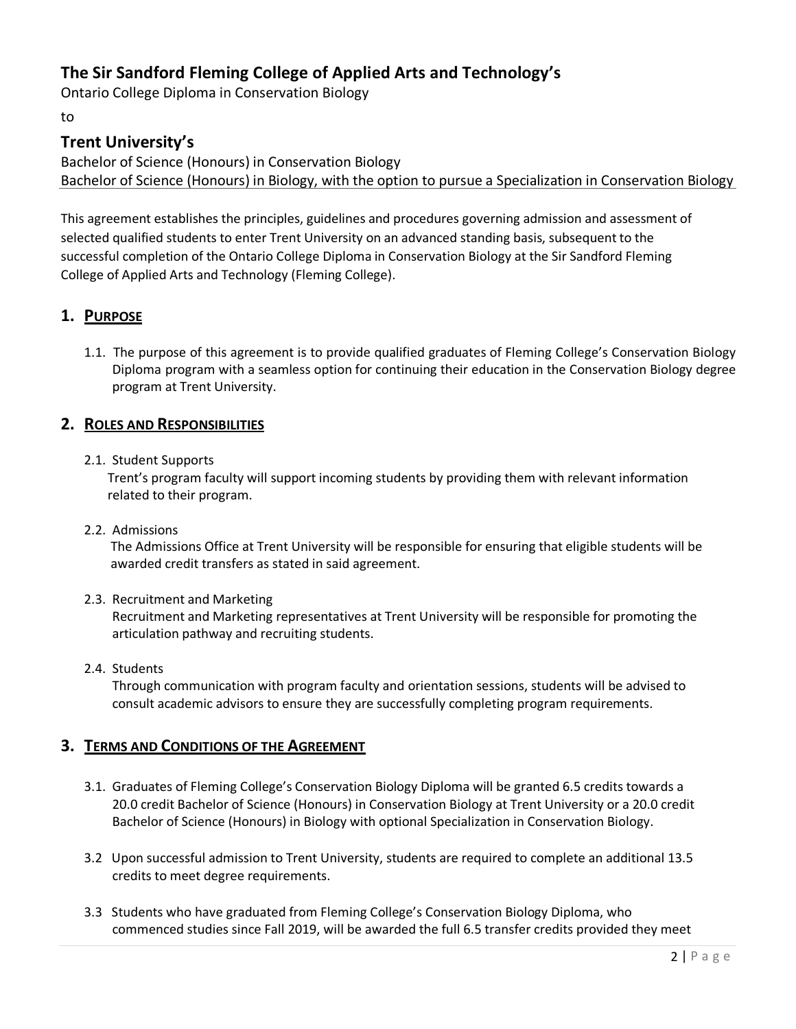## The Sir Sandford Fleming College of Applied Arts and Technology's

Ontario College Diploma in Conservation Biology

to

## Trent University's

Bachelor of Science (Honours) in Conservation Biology
Bachelor of Science (Honours) in Biology, with the option to pursue a Specialization in Conservation Biology

This agreement establishes the principles, guidelines and procedures governing admission and assessment of selected qualified students to enter Trent University on an advanced standing basis, subsequent to the successful completion of the Ontario College Diploma in Conservation Biology at the Sir Sandford Fleming College of Applied Arts and Technology (Fleming College).

## 1. PURPOSE

1.1. The purpose of this agreement is to provide qualified graduates of Fleming College's Conservation Biology Diploma program with a seamless option for continuing their education in the Conservation Biology degree program at Trent University.

## 2. ROLES AND RESPONSIBILITIES

2.1. Student Supports
Trent's program faculty will support incoming students by providing them with relevant information related to their program.

2.2. Admissions
The Admissions Office at Trent University will be responsible for ensuring that eligible students will be awarded credit transfers as stated in said agreement.

2.3. Recruitment and Marketing
Recruitment and Marketing representatives at Trent University will be responsible for promoting the articulation pathway and recruiting students.

2.4. Students
Through communication with program faculty and orientation sessions, students will be advised to consult academic advisors to ensure they are successfully completing program requirements.

## 3. TERMS AND CONDITIONS OF THE AGREEMENT

3.1. Graduates of Fleming College's Conservation Biology Diploma will be granted 6.5 credits towards a 20.0 credit Bachelor of Science (Honours) in Conservation Biology at Trent University or a 20.0 credit Bachelor of Science (Honours) in Biology with optional Specialization in Conservation Biology.

3.2 Upon successful admission to Trent University, students are required to complete an additional 13.5 credits to meet degree requirements.

3.3 Students who have graduated from Fleming College's Conservation Biology Diploma, who commenced studies since Fall 2019, will be awarded the full 6.5 transfer credits provided they meet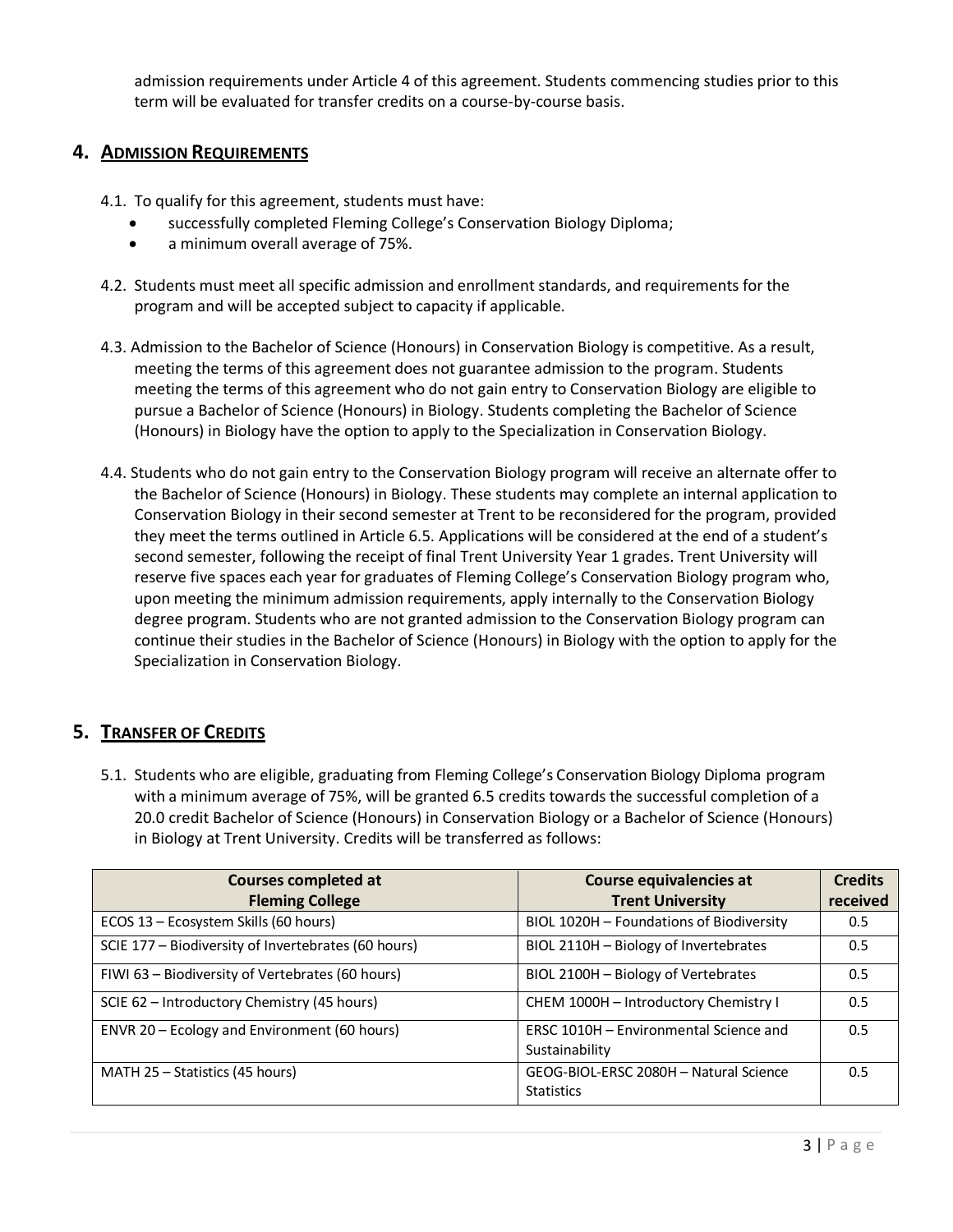admission requirements under Article 4 of this agreement. Students commencing studies prior to this term will be evaluated for transfer credits on a course-by-course basis.

## 4. ADMISSION REQUIREMENTS

4.1. To qualify for this agreement, students must have:

- successfully completed Fleming College's Conservation Biology Diploma;
- a minimum overall average of 75%.

4.2. Students must meet all specific admission and enrollment standards, and requirements for the program and will be accepted subject to capacity if applicable.

4.3. Admission to the Bachelor of Science (Honours) in Conservation Biology is competitive. As a result, meeting the terms of this agreement does not guarantee admission to the program. Students meeting the terms of this agreement who do not gain entry to Conservation Biology are eligible to pursue a Bachelor of Science (Honours) in Biology. Students completing the Bachelor of Science (Honours) in Biology have the option to apply to the Specialization in Conservation Biology.

4.4. Students who do not gain entry to the Conservation Biology program will receive an alternate offer to the Bachelor of Science (Honours) in Biology. These students may complete an internal application to Conservation Biology in their second semester at Trent to be reconsidered for the program, provided they meet the terms outlined in Article 6.5. Applications will be considered at the end of a student's second semester, following the receipt of final Trent University Year 1 grades. Trent University will reserve five spaces each year for graduates of Fleming College's Conservation Biology program who, upon meeting the minimum admission requirements, apply internally to the Conservation Biology degree program. Students who are not granted admission to the Conservation Biology program can continue their studies in the Bachelor of Science (Honours) in Biology with the option to apply for the Specialization in Conservation Biology.

## 5. TRANSFER OF CREDITS

5.1. Students who are eligible, graduating from Fleming College's Conservation Biology Diploma program with a minimum average of 75%, will be granted 6.5 credits towards the successful completion of a 20.0 credit Bachelor of Science (Honours) in Conservation Biology or a Bachelor of Science (Honours) in Biology at Trent University. Credits will be transferred as follows:

| Courses completed at Fleming College | Course equivalencies at Trent University | Credits received |
|---|---|---|
| ECOS 13 – Ecosystem Skills (60 hours) | BIOL 1020H – Foundations of Biodiversity | 0.5 |
| SCIE 177 – Biodiversity of Invertebrates (60 hours) | BIOL 2110H – Biology of Invertebrates | 0.5 |
| FIWI 63 – Biodiversity of Vertebrates (60 hours) | BIOL 2100H – Biology of Vertebrates | 0.5 |
| SCIE 62 – Introductory Chemistry (45 hours) | CHEM 1000H – Introductory Chemistry I | 0.5 |
| ENVR 20 – Ecology and Environment (60 hours) | ERSC 1010H – Environmental Science and Sustainability | 0.5 |
| MATH 25 – Statistics (45 hours) | GEOG-BIOL-ERSC 2080H – Natural Science Statistics | 0.5 |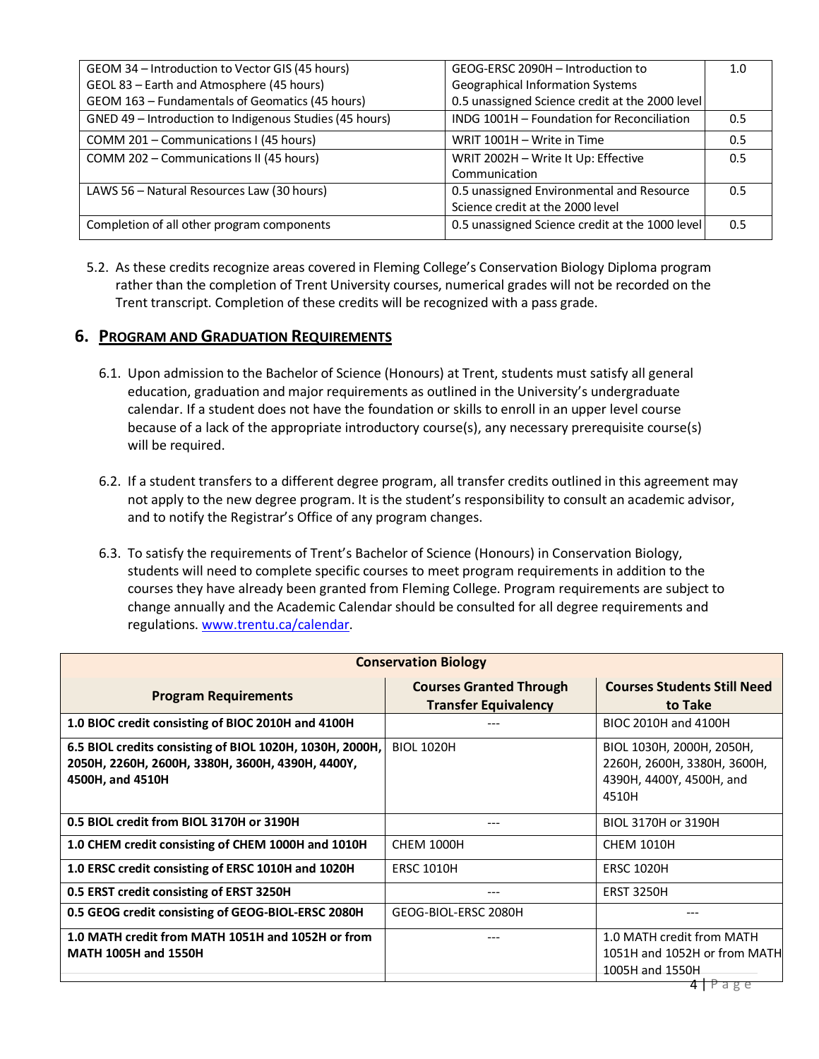| | | |
|---|---|---|
| GEOM 34 – Introduction to Vector GIS (45 hours)<br>GEOL 83 – Earth and Atmosphere (45 hours)<br>GEOM 163 – Fundamentals of Geomatics (45 hours) | GEOG-ERSC 2090H – Introduction to Geographical Information Systems<br>0.5 unassigned Science credit at the 2000 level | 1.0 |
| GNED 49 – Introduction to Indigenous Studies (45 hours) | INDG 1001H – Foundation for Reconciliation | 0.5 |
| COMM 201 – Communications I (45 hours) | WRIT 1001H – Write in Time | 0.5 |
| COMM 202 – Communications II (45 hours) | WRIT 2002H – Write It Up: Effective Communication | 0.5 |
| LAWS 56 – Natural Resources Law (30 hours) | 0.5 unassigned Environmental and Resource Science credit at the 2000 level | 0.5 |
| Completion of all other program components | 0.5 unassigned Science credit at the 1000 level | 0.5 |

5.2. As these credits recognize areas covered in Fleming College's Conservation Biology Diploma program rather than the completion of Trent University courses, numerical grades will not be recorded on the Trent transcript. Completion of these credits will be recognized with a pass grade.

## 6. PROGRAM AND GRADUATION REQUIREMENTS

6.1. Upon admission to the Bachelor of Science (Honours) at Trent, students must satisfy all general education, graduation and major requirements as outlined in the University's undergraduate calendar. If a student does not have the foundation or skills to enroll in an upper level course because of a lack of the appropriate introductory course(s), any necessary prerequisite course(s) will be required.

6.2. If a student transfers to a different degree program, all transfer credits outlined in this agreement may not apply to the new degree program. It is the student's responsibility to consult an academic advisor, and to notify the Registrar's Office of any program changes.

6.3. To satisfy the requirements of Trent's Bachelor of Science (Honours) in Conservation Biology, students will need to complete specific courses to meet program requirements in addition to the courses they have already been granted from Fleming College. Program requirements are subject to change annually and the Academic Calendar should be consulted for all degree requirements and regulations. www.trentu.ca/calendar.

| **Conservation Biology** | | |
|---|---|---|
| **Program Requirements** | **Courses Granted Through Transfer Equivalency** | **Courses Students Still Need to Take** |
| **1.0 BIOC credit consisting of BIOC 2010H and 4100H** | --- | BIOC 2010H and 4100H |
| **6.5 BIOL credits consisting of BIOL 1020H, 1030H, 2000H, 2050H, 2260H, 2600H, 3380H, 3600H, 4390H, 4400Y, 4500H, and 4510H** | BIOL 1020H | BIOL 1030H, 2000H, 2050H, 2260H, 2600H, 3380H, 3600H, 4390H, 4400Y, 4500H, and 4510H |
| **0.5 BIOL credit from BIOL 3170H or 3190H** | --- | BIOL 3170H or 3190H |
| **1.0 CHEM credit consisting of CHEM 1000H and 1010H** | CHEM 1000H | CHEM 1010H |
| **1.0 ERSC credit consisting of ERSC 1010H and 1020H** | ERSC 1010H | ERSC 1020H |
| **0.5 ERST credit consisting of ERST 3250H** | --- | ERST 3250H |
| **0.5 GEOG credit consisting of GEOG-BIOL-ERSC 2080H** | GEOG-BIOL-ERSC 2080H | --- |
| **1.0 MATH credit from MATH 1051H and 1052H or from MATH 1005H and 1550H** | --- | 1.0 MATH credit from MATH 1051H and 1052H or from MATH 1005H and 1550H |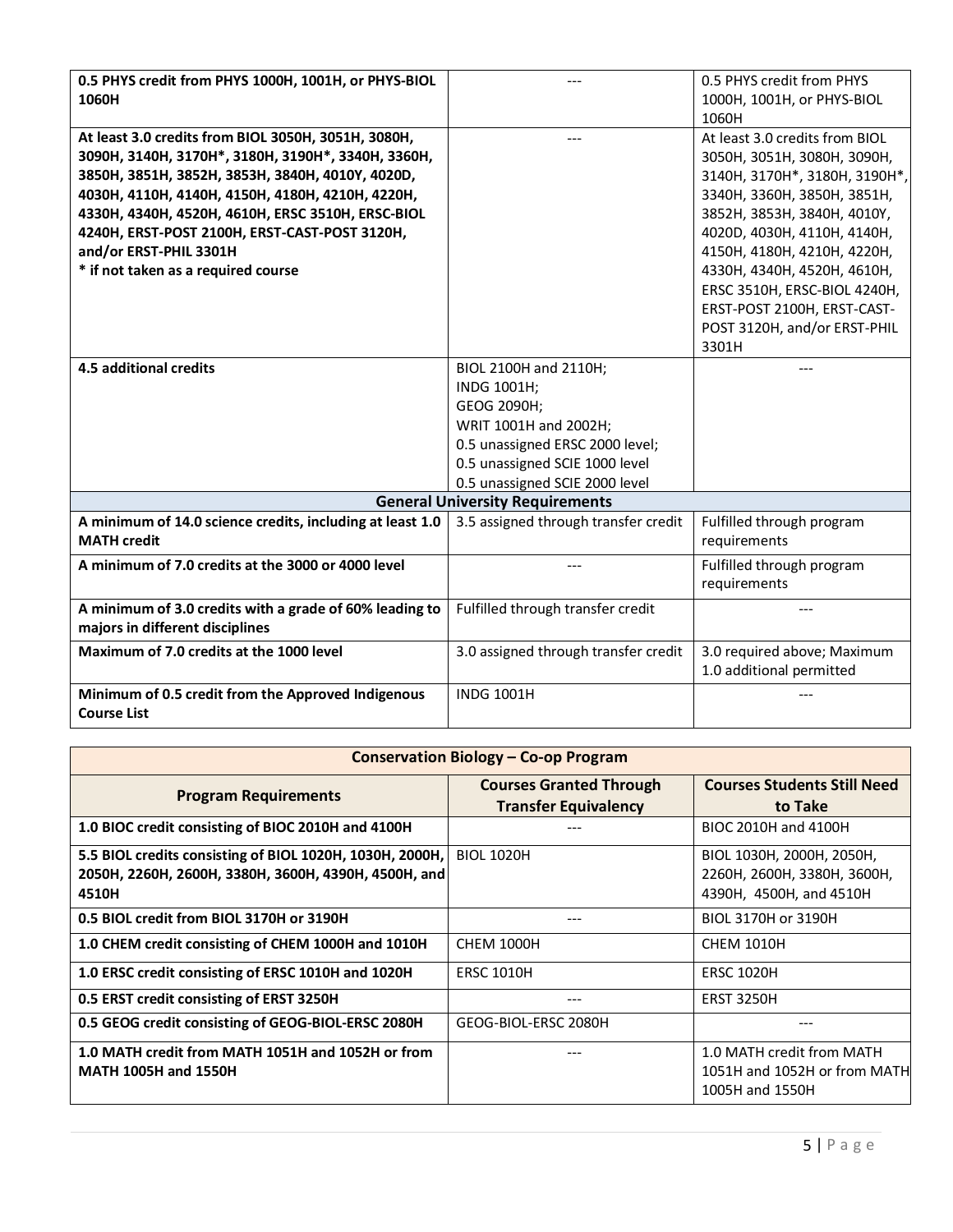| | | |
|---|---|---|
| **0.5 PHYS credit from PHYS 1000H, 1001H, or PHYS-BIOL 1060H** | --- | 0.5 PHYS credit from PHYS 1000H, 1001H, or PHYS-BIOL 1060H |
| **At least 3.0 credits from BIOL 3050H, 3051H, 3080H, 3090H, 3140H, 3170H*, 3180H, 3190H*, 3340H, 3360H, 3850H, 3851H, 3852H, 3853H, 3840H, 4010Y, 4020D, 4030H, 4110H, 4140H, 4150H, 4180H, 4210H, 4220H, 4330H, 4340H, 4520H, 4610H, ERSC 3510H, ERSC-BIOL 4240H, ERST-POST 2100H, ERST-CAST-POST 3120H, and/or ERST-PHIL 3301H** <br> *** if not taken as a required course** | --- | At least 3.0 credits from BIOL 3050H, 3051H, 3080H, 3090H, 3140H, 3170H*, 3180H, 3190H*, 3340H, 3360H, 3850H, 3851H, 3852H, 3853H, 3840H, 4010Y, 4020D, 4030H, 4110H, 4140H, 4150H, 4180H, 4210H, 4220H, 4330H, 4340H, 4520H, 4610H, ERSC 3510H, ERSC-BIOL 4240H, ERST-POST 2100H, ERST-CAST-POST 3120H, and/or ERST-PHIL 3301H |
| **4.5 additional credits** | BIOL 2100H and 2110H; <br> INDG 1001H; <br> GEOG 2090H; <br> WRIT 1001H and 2002H; <br> 0.5 unassigned ERSC 2000 level; <br> 0.5 unassigned SCIE 1000 level <br> 0.5 unassigned SCIE 2000 level | --- |
| **General University Requirements** | | |
| **A minimum of 14.0 science credits, including at least 1.0 MATH credit** | 3.5 assigned through transfer credit | Fulfilled through program requirements |
| **A minimum of 7.0 credits at the 3000 or 4000 level** | --- | Fulfilled through program requirements |
| **A minimum of 3.0 credits with a grade of 60% leading to majors in different disciplines** | Fulfilled through transfer credit | --- |
| **Maximum of 7.0 credits at the 1000 level** | 3.0 assigned through transfer credit | 3.0 required above; Maximum 1.0 additional permitted |
| **Minimum of 0.5 credit from the Approved Indigenous Course List** | INDG 1001H | --- |

| **Conservation Biology – Co-op Program** | | |
|---|---|---|
| **Program Requirements** | **Courses Granted Through Transfer Equivalency** | **Courses Students Still Need to Take** |
| **1.0 BIOC credit consisting of BIOC 2010H and 4100H** | --- | BIOC 2010H and 4100H |
| **5.5 BIOL credits consisting of BIOL 1020H, 1030H, 2000H, 2050H, 2260H, 2600H, 3380H, 3600H, 4390H, 4500H, and 4510H** | BIOL 1020H | BIOL 1030H, 2000H, 2050H, 2260H, 2600H, 3380H, 3600H, 4390H, 4500H, and 4510H |
| **0.5 BIOL credit from BIOL 3170H or 3190H** | --- | BIOL 3170H or 3190H |
| **1.0 CHEM credit consisting of CHEM 1000H and 1010H** | CHEM 1000H | CHEM 1010H |
| **1.0 ERSC credit consisting of ERSC 1010H and 1020H** | ERSC 1010H | ERSC 1020H |
| **0.5 ERST credit consisting of ERST 3250H** | --- | ERST 3250H |
| **0.5 GEOG credit consisting of GEOG-BIOL-ERSC 2080H** | GEOG-BIOL-ERSC 2080H | --- |
| **1.0 MATH credit from MATH 1051H and 1052H or from MATH 1005H and 1550H** | --- | 1.0 MATH credit from MATH 1051H and 1052H or from MATH 1005H and 1550H |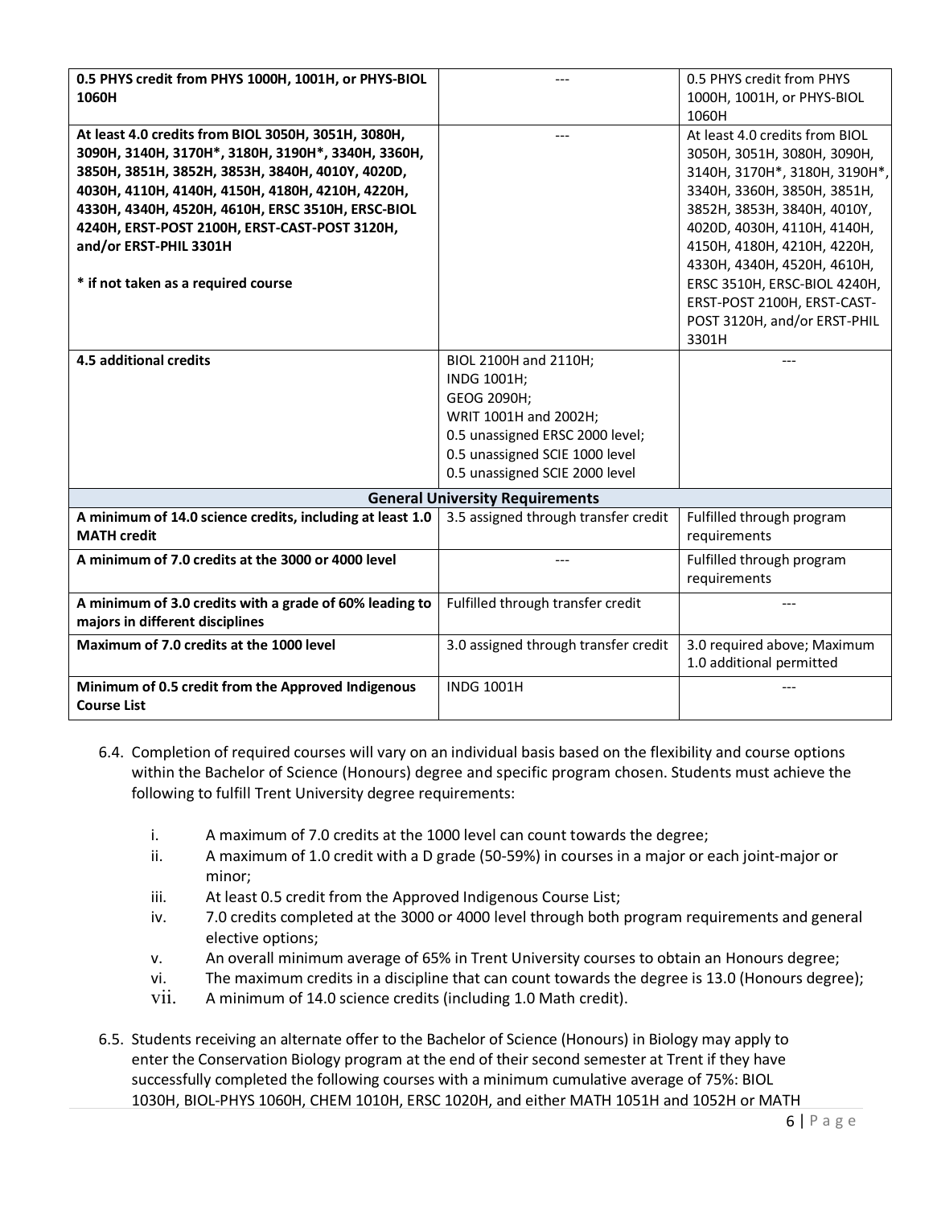| | | |
|---|---|---|
| **0.5 PHYS credit from PHYS 1000H, 1001H, or PHYS-BIOL 1060H** | --- | 0.5 PHYS credit from PHYS 1000H, 1001H, or PHYS-BIOL 1060H |
| **At least 4.0 credits from BIOL 3050H, 3051H, 3080H, 3090H, 3140H, 3170H*, 3180H, 3190H*, 3340H, 3360H, 3850H, 3851H, 3852H, 3853H, 3840H, 4010Y, 4020D, 4030H, 4110H, 4140H, 4150H, 4180H, 4210H, 4220H, 4330H, 4340H, 4520H, 4610H, ERSC 3510H, ERSC-BIOL 4240H, ERST-POST 2100H, ERST-CAST-POST 3120H, and/or ERST-PHIL 3301H**<br><br>**\* if not taken as a required course** | --- | At least 4.0 credits from BIOL 3050H, 3051H, 3080H, 3090H, 3140H, 3170H*, 3180H, 3190H*, 3340H, 3360H, 3850H, 3851H, 3852H, 3853H, 3840H, 4010Y, 4020D, 4030H, 4110H, 4140H, 4150H, 4180H, 4210H, 4220H, 4330H, 4340H, 4520H, 4610H, ERSC 3510H, ERSC-BIOL 4240H, ERST-POST 2100H, ERST-CAST-POST 3120H, and/or ERST-PHIL 3301H |
| **4.5 additional credits** | BIOL 2100H and 2110H;<br>INDG 1001H;<br>GEOG 2090H;<br>WRIT 1001H and 2002H;<br>0.5 unassigned ERSC 2000 level;<br>0.5 unassigned SCIE 1000 level<br>0.5 unassigned SCIE 2000 level | --- |
| **General University Requirements** | | |
| **A minimum of 14.0 science credits, including at least 1.0 MATH credit** | 3.5 assigned through transfer credit | Fulfilled through program requirements |
| **A minimum of 7.0 credits at the 3000 or 4000 level** | --- | Fulfilled through program requirements |
| **A minimum of 3.0 credits with a grade of 60% leading to majors in different disciplines** | Fulfilled through transfer credit | --- |
| **Maximum of 7.0 credits at the 1000 level** | 3.0 assigned through transfer credit | 3.0 required above; Maximum 1.0 additional permitted |
| **Minimum of 0.5 credit from the Approved Indigenous Course List** | INDG 1001H | --- |

6.4. Completion of required courses will vary on an individual basis based on the flexibility and course options within the Bachelor of Science (Honours) degree and specific program chosen. Students must achieve the following to fulfill Trent University degree requirements:

i. A maximum of 7.0 credits at the 1000 level can count towards the degree;
ii. A maximum of 1.0 credit with a D grade (50-59%) in courses in a major or each joint-major or minor;
iii. At least 0.5 credit from the Approved Indigenous Course List;
iv. 7.0 credits completed at the 3000 or 4000 level through both program requirements and general elective options;
v. An overall minimum average of 65% in Trent University courses to obtain an Honours degree;
vi. The maximum credits in a discipline that can count towards the degree is 13.0 (Honours degree);
vii. A minimum of 14.0 science credits (including 1.0 Math credit).

6.5. Students receiving an alternate offer to the Bachelor of Science (Honours) in Biology may apply to enter the Conservation Biology program at the end of their second semester at Trent if they have successfully completed the following courses with a minimum cumulative average of 75%: BIOL 1030H, BIOL-PHYS 1060H, CHEM 1010H, ERSC 1020H, and either MATH 1051H and 1052H or MATH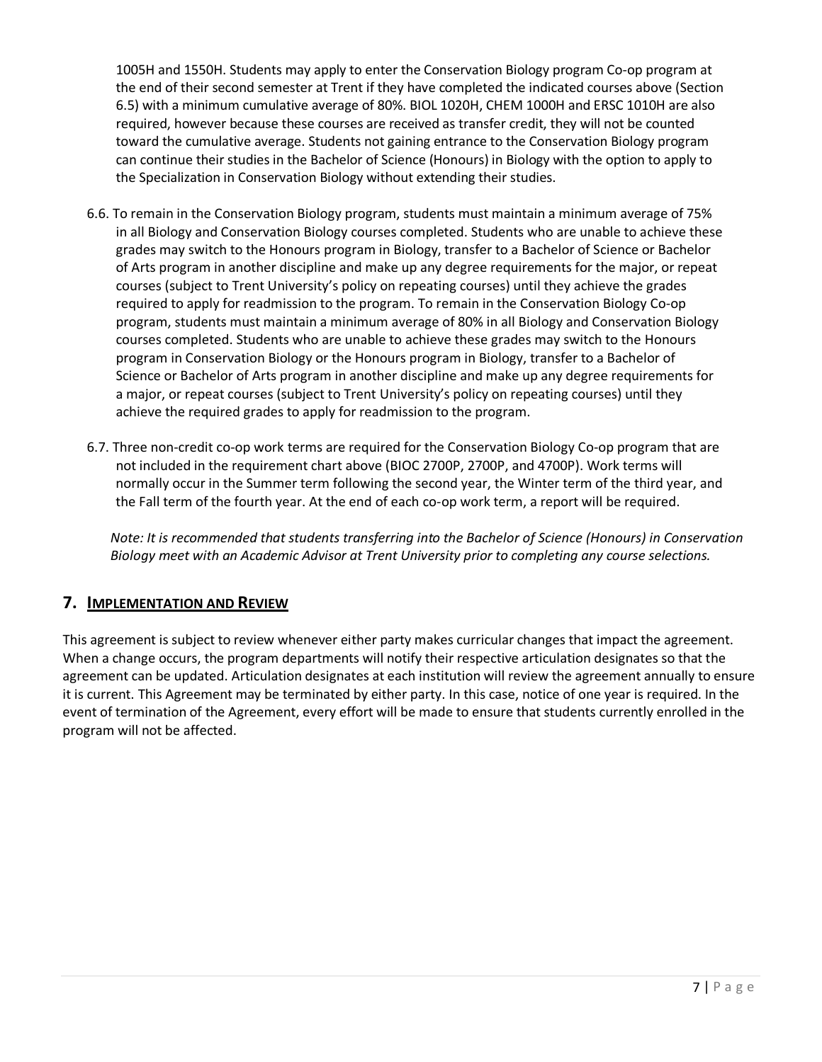1005H and 1550H. Students may apply to enter the Conservation Biology program Co-op program at the end of their second semester at Trent if they have completed the indicated courses above (Section 6.5) with a minimum cumulative average of 80%. BIOL 1020H, CHEM 1000H and ERSC 1010H are also required, however because these courses are received as transfer credit, they will not be counted toward the cumulative average. Students not gaining entrance to the Conservation Biology program can continue their studies in the Bachelor of Science (Honours) in Biology with the option to apply to the Specialization in Conservation Biology without extending their studies.

6.6. To remain in the Conservation Biology program, students must maintain a minimum average of 75% in all Biology and Conservation Biology courses completed. Students who are unable to achieve these grades may switch to the Honours program in Biology, transfer to a Bachelor of Science or Bachelor of Arts program in another discipline and make up any degree requirements for the major, or repeat courses (subject to Trent University's policy on repeating courses) until they achieve the grades required to apply for readmission to the program. To remain in the Conservation Biology Co-op program, students must maintain a minimum average of 80% in all Biology and Conservation Biology courses completed. Students who are unable to achieve these grades may switch to the Honours program in Conservation Biology or the Honours program in Biology, transfer to a Bachelor of Science or Bachelor of Arts program in another discipline and make up any degree requirements for a major, or repeat courses (subject to Trent University's policy on repeating courses) until they achieve the required grades to apply for readmission to the program.

6.7. Three non-credit co-op work terms are required for the Conservation Biology Co-op program that are not included in the requirement chart above (BIOC 2700P, 2700P, and 4700P). Work terms will normally occur in the Summer term following the second year, the Winter term of the third year, and the Fall term of the fourth year. At the end of each co-op work term, a report will be required.

*Note: It is recommended that students transferring into the Bachelor of Science (Honours) in Conservation Biology meet with an Academic Advisor at Trent University prior to completing any course selections.*

## 7. Implementation and Review

This agreement is subject to review whenever either party makes curricular changes that impact the agreement. When a change occurs, the program departments will notify their respective articulation designates so that the agreement can be updated. Articulation designates at each institution will review the agreement annually to ensure it is current. This Agreement may be terminated by either party. In this case, notice of one year is required. In the event of termination of the Agreement, every effort will be made to ensure that students currently enrolled in the program will not be affected.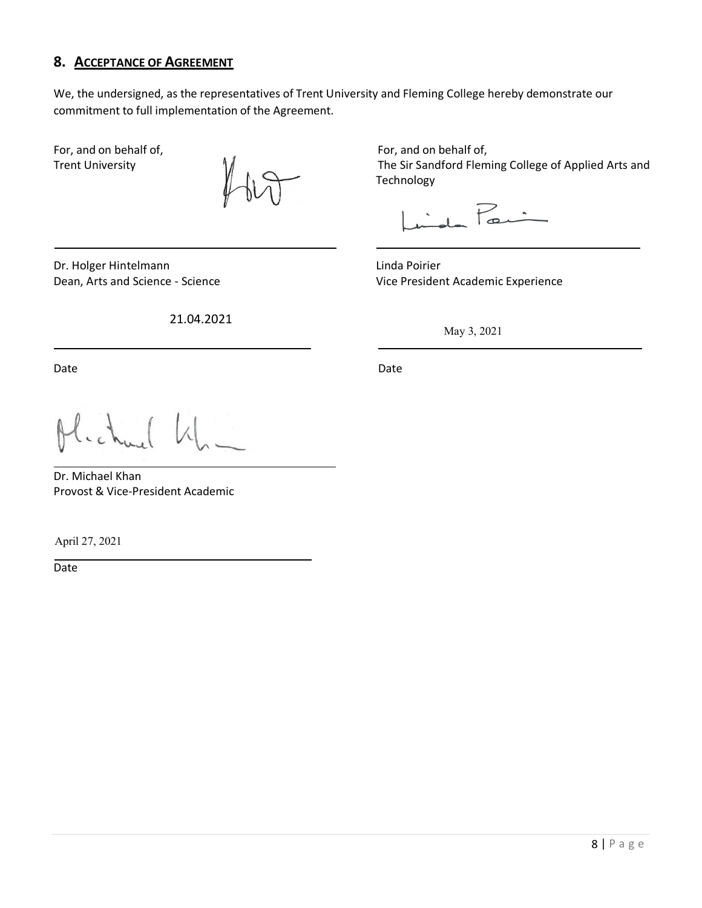## 8. ACCEPTANCE OF AGREEMENT

We, the undersigned, as the representatives of Trent University and Fleming College hereby demonstrate our commitment to full implementation of the Agreement.

For, and on behalf of,
Trent University

Dr. Holger Hintelmann
Dean, Arts and Science - Science

21.04.2021

Date

Dr. Michael Khan
Provost & Vice-President Academic

April 27, 2021

Date

For, and on behalf of,
The Sir Sandford Fleming College of Applied Arts and Technology

Linda Poirier
Vice President Academic Experience

May 3, 2021

Date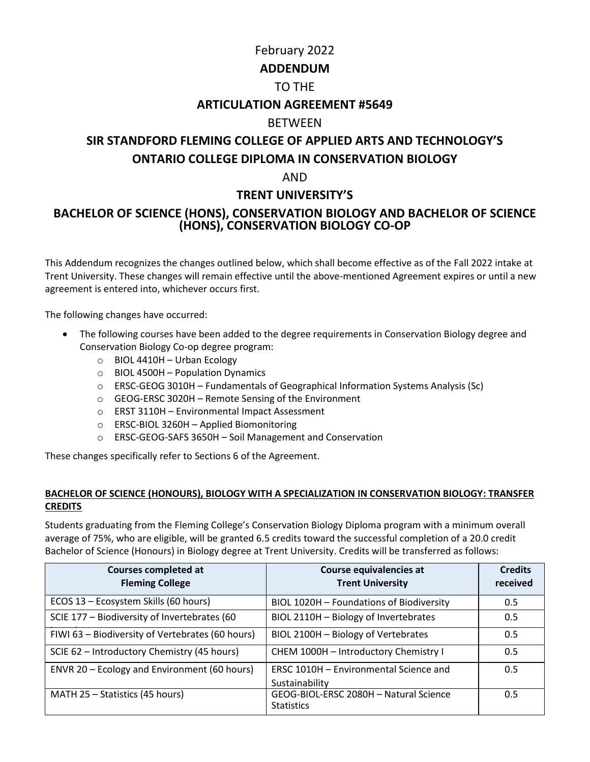February 2022

**ADDENDUM**

TO THE

**ARTICULATION AGREEMENT #5649**

BETWEEN

**SIR STANDFORD FLEMING COLLEGE OF APPLIED ARTS AND TECHNOLOGY'S ONTARIO COLLEGE DIPLOMA IN CONSERVATION BIOLOGY**

AND

**TRENT UNIVERSITY'S**

**BACHELOR OF SCIENCE (HONS), CONSERVATION BIOLOGY AND BACHELOR OF SCIENCE (HONS), CONSERVATION BIOLOGY CO-OP**

This Addendum recognizes the changes outlined below, which shall become effective as of the Fall 2022 intake at Trent University. These changes will remain effective until the above-mentioned Agreement expires or until a new agreement is entered into, whichever occurs first.

The following changes have occurred:

- The following courses have been added to the degree requirements in Conservation Biology degree and Conservation Biology Co-op degree program:
  - BIOL 4410H – Urban Ecology
  - BIOL 4500H – Population Dynamics
  - ERSC-GEOG 3010H – Fundamentals of Geographical Information Systems Analysis (Sc)
  - GEOG-ERSC 3020H – Remote Sensing of the Environment
  - ERST 3110H – Environmental Impact Assessment
  - ERSC-BIOL 3260H – Applied Biomonitoring
  - ERSC-GEOG-SAFS 3650H – Soil Management and Conservation

These changes specifically refer to Sections 6 of the Agreement.

**BACHELOR OF SCIENCE (HONOURS), BIOLOGY WITH A SPECIALIZATION IN CONSERVATION BIOLOGY: TRANSFER CREDITS**

Students graduating from the Fleming College's Conservation Biology Diploma program with a minimum overall average of 75%, who are eligible, will be granted 6.5 credits toward the successful completion of a 20.0 credit Bachelor of Science (Honours) in Biology degree at Trent University. Credits will be transferred as follows:

| Courses completed at Fleming College | Course equivalencies at Trent University | Credits received |
|---|---|---|
| ECOS 13 – Ecosystem Skills (60 hours) | BIOL 1020H – Foundations of Biodiversity | 0.5 |
| SCIE 177 – Biodiversity of Invertebrates (60 hours) | BIOL 2110H – Biology of Invertebrates | 0.5 |
| FIWI 63 – Biodiversity of Vertebrates (60 hours) | BIOL 2100H – Biology of Vertebrates | 0.5 |
| SCIE 62 – Introductory Chemistry (45 hours) | CHEM 1000H – Introductory Chemistry I | 0.5 |
| ENVR 20 – Ecology and Environment (60 hours) | ERSC 1010H – Environmental Science and Sustainability | 0.5 |
| MATH 25 – Statistics (45 hours) | GEOG-BIOL-ERSC 2080H – Natural Science Statistics | 0.5 |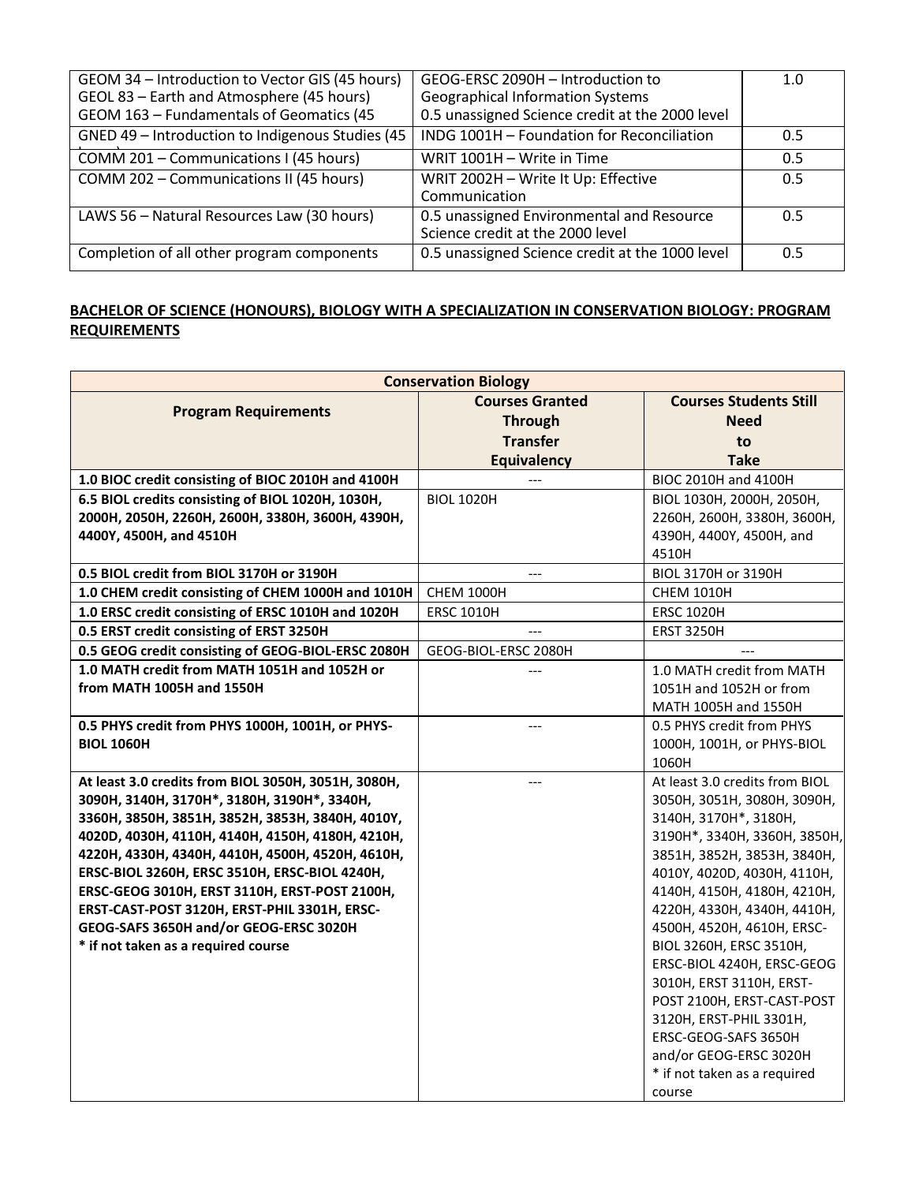| | | |
|---|---|---|
| GEOM 34 – Introduction to Vector GIS (45 hours)<br>GEOL 83 – Earth and Atmosphere (45 hours)<br>GEOM 163 – Fundamentals of Geomatics (45 | GEOG-ERSC 2090H – Introduction to Geographical Information Systems<br>0.5 unassigned Science credit at the 2000 level | 1.0 |
| GNED 49 – Introduction to Indigenous Studies (45 | INDG 1001H – Foundation for Reconciliation | 0.5 |
| COMM 201 – Communications I (45 hours) | WRIT 1001H – Write in Time | 0.5 |
| COMM 202 – Communications II (45 hours) | WRIT 2002H – Write It Up: Effective Communication | 0.5 |
| LAWS 56 – Natural Resources Law (30 hours) | 0.5 unassigned Environmental and Resource Science credit at the 2000 level | 0.5 |
| Completion of all other program components | 0.5 unassigned Science credit at the 1000 level | 0.5 |

## BACHELOR OF SCIENCE (HONOURS), BIOLOGY WITH A SPECIALIZATION IN CONSERVATION BIOLOGY: PROGRAM REQUIREMENTS

| Conservation Biology | | |
|---|---|---|
| **Program Requirements** | **Courses Granted Through Transfer Equivalency** | **Courses Students Still Need to Take** |
| **1.0 BIOC credit consisting of BIOC 2010H and 4100H** | --- | BIOC 2010H and 4100H |
| **6.5 BIOL credits consisting of BIOL 1020H, 1030H, 2000H, 2050H, 2260H, 2600H, 3380H, 3600H, 4390H, 4400Y, 4500H, and 4510H** | BIOL 1020H | BIOL 1030H, 2000H, 2050H, 2260H, 2600H, 3380H, 3600H, 4390H, 4400Y, 4500H, and 4510H |
| **0.5 BIOL credit from BIOL 3170H or 3190H** | --- | BIOL 3170H or 3190H |
| **1.0 CHEM credit consisting of CHEM 1000H and 1010H** | CHEM 1000H | CHEM 1010H |
| **1.0 ERSC credit consisting of ERSC 1010H and 1020H** | ERSC 1010H | ERSC 1020H |
| **0.5 ERST credit consisting of ERST 3250H** | --- | ERST 3250H |
| **0.5 GEOG credit consisting of GEOG-BIOL-ERSC 2080H** | GEOG-BIOL-ERSC 2080H | --- |
| **1.0 MATH credit from MATH 1051H and 1052H or from MATH 1005H and 1550H** | --- | 1.0 MATH credit from MATH 1051H and 1052H or from MATH 1005H and 1550H |
| **0.5 PHYS credit from PHYS 1000H, 1001H, or PHYS-BIOL 1060H** | --- | 0.5 PHYS credit from PHYS 1000H, 1001H, or PHYS-BIOL 1060H |
| **At least 3.0 credits from BIOL 3050H, 3051H, 3080H, 3090H, 3140H, 3170H*, 3180H, 3190H*, 3340H, 3360H, 3850H, 3851H, 3852H, 3853H, 3840H, 4010Y, 4020D, 4030H, 4110H, 4140H, 4150H, 4180H, 4210H, 4220H, 4330H, 4340H, 4410H, 4500H, 4520H, 4610H, ERSC-BIOL 3260H, ERSC 3510H, ERSC-BIOL 4240H, ERSC-GEOG 3010H, ERST 3110H, ERST-POST 2100H, ERST-CAST-POST 3120H, ERST-PHIL 3301H, ERSC-GEOG-SAFS 3650H and/or GEOG-ERSC 3020H<br>* if not taken as a required course** | --- | At least 3.0 credits from BIOL 3050H, 3051H, 3080H, 3090H, 3140H, 3170H*, 3180H, 3190H*, 3340H, 3360H, 3850H, 3851H, 3852H, 3853H, 3840H, 4010Y, 4020D, 4030H, 4110H, 4140H, 4150H, 4180H, 4210H, 4220H, 4330H, 4340H, 4410H, 4500H, 4520H, 4610H, ERSC-BIOL 3260H, ERSC 3510H, ERSC-BIOL 4240H, ERSC-GEOG 3010H, ERST 3110H, ERST-POST 2100H, ERST-CAST-POST 3120H, ERST-PHIL 3301H, ERSC-GEOG-SAFS 3650H and/or GEOG-ERSC 3020H<br>* if not taken as a required course |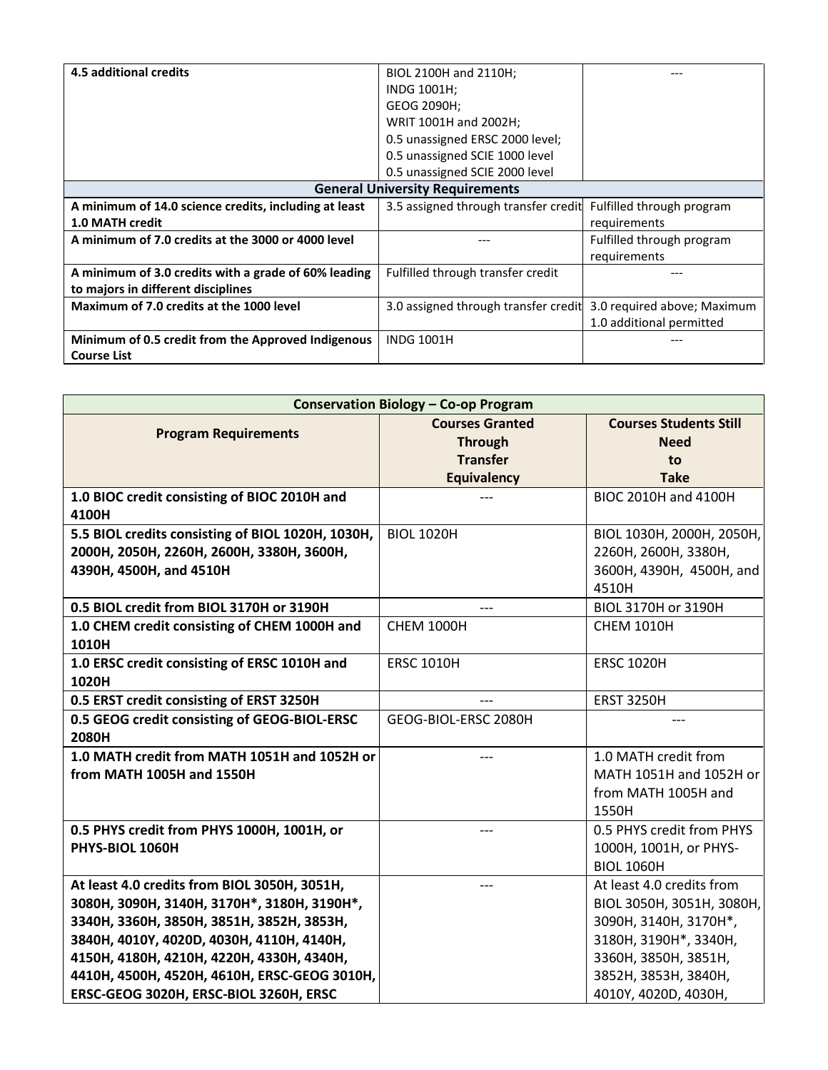| | | |
|---|---|---|
| **4.5 additional credits** | BIOL 2100H and 2110H;<br>INDG 1001H;<br>GEOG 2090H;<br>WRIT 1001H and 2002H;<br>0.5 unassigned ERSC 2000 level;<br>0.5 unassigned SCIE 1000 level<br>0.5 unassigned SCIE 2000 level | --- |
| **General University Requirements** | | |
| **A minimum of 14.0 science credits, including at least 1.0 MATH credit** | 3.5 assigned through transfer credit | Fulfilled through program requirements |
| **A minimum of 7.0 credits at the 3000 or 4000 level** | --- | Fulfilled through program requirements |
| **A minimum of 3.0 credits with a grade of 60% leading to majors in different disciplines** | Fulfilled through transfer credit | --- |
| **Maximum of 7.0 credits at the 1000 level** | 3.0 assigned through transfer credit | 3.0 required above; Maximum 1.0 additional permitted |
| **Minimum of 0.5 credit from the Approved Indigenous Course List** | INDG 1001H | --- |

| **Conservation Biology – Co-op Program** | | |
|---|---|---|
| **Program Requirements** | **Courses Granted Through Transfer Equivalency** | **Courses Students Still Need to Take** |
| **1.0 BIOC credit consisting of BIOC 2010H and 4100H** | --- | BIOC 2010H and 4100H |
| **5.5 BIOL credits consisting of BIOL 1020H, 1030H, 2000H, 2050H, 2260H, 2600H, 3380H, 3600H, 4390H, 4500H, and 4510H** | BIOL 1020H | BIOL 1030H, 2000H, 2050H, 2260H, 2600H, 3380H, 3600H, 4390H, 4500H, and 4510H |
| **0.5 BIOL credit from BIOL 3170H or 3190H** | --- | BIOL 3170H or 3190H |
| **1.0 CHEM credit consisting of CHEM 1000H and 1010H** | CHEM 1000H | CHEM 1010H |
| **1.0 ERSC credit consisting of ERSC 1010H and 1020H** | ERSC 1010H | ERSC 1020H |
| **0.5 ERST credit consisting of ERST 3250H** | --- | ERST 3250H |
| **0.5 GEOG credit consisting of GEOG-BIOL-ERSC 2080H** | GEOG-BIOL-ERSC 2080H | --- |
| **1.0 MATH credit from MATH 1051H and 1052H or from MATH 1005H and 1550H** | --- | 1.0 MATH credit from MATH 1051H and 1052H or from MATH 1005H and 1550H |
| **0.5 PHYS credit from PHYS 1000H, 1001H, or PHYS-BIOL 1060H** | --- | 0.5 PHYS credit from PHYS 1000H, 1001H, or PHYS-BIOL 1060H |
| **At least 4.0 credits from BIOL 3050H, 3051H, 3080H, 3090H, 3140H, 3170H*, 3180H, 3190H*, 3340H, 3360H, 3850H, 3851H, 3852H, 3853H, 3840H, 4010Y, 4020D, 4030H, 4110H, 4140H, 4150H, 4180H, 4210H, 4220H, 4330H, 4340H, 4410H, 4500H, 4520H, 4610H, ERSC-GEOG 3010H, ERSC-GEOG 3020H, ERSC-BIOL 3260H, ERSC** | --- | At least 4.0 credits from BIOL 3050H, 3051H, 3080H, 3090H, 3140H, 3170H*, 3180H, 3190H*, 3340H, 3360H, 3850H, 3851H, 3852H, 3853H, 3840H, 4010Y, 4020D, 4030H, |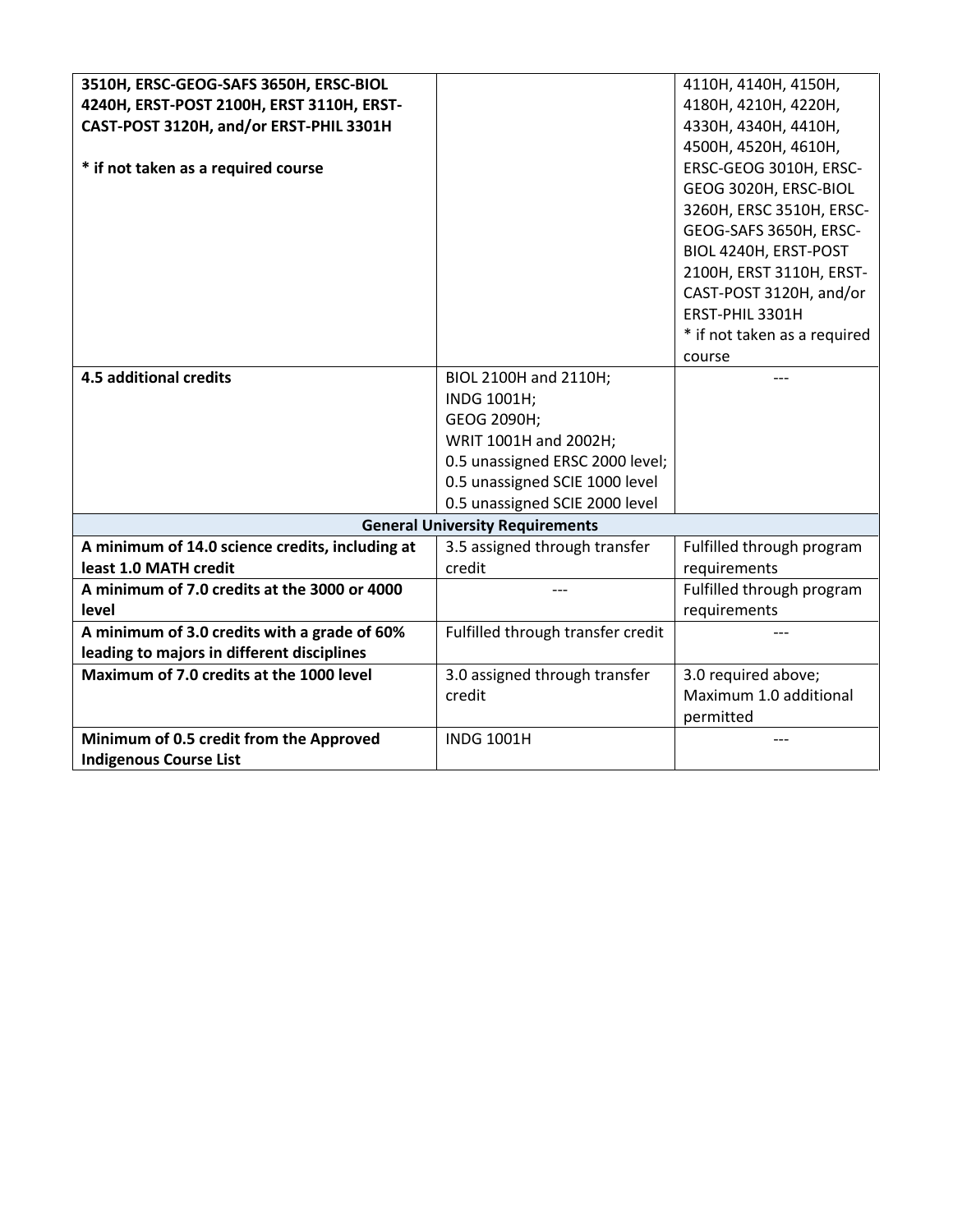| | | |
|---|---|---|
| **3510H, ERSC-GEOG-SAFS 3650H, ERSC-BIOL 4240H, ERST-POST 2100H, ERST 3110H, ERST-CAST-POST 3120H, and/or ERST-PHIL 3301H**<br><br>**\* if not taken as a required course** | | 4110H, 4140H, 4150H, 4180H, 4210H, 4220H, 4330H, 4340H, 4410H, 4500H, 4520H, 4610H, ERSC-GEOG 3010H, ERSC-GEOG 3020H, ERSC-BIOL 3260H, ERSC 3510H, ERSC-GEOG-SAFS 3650H, ERSC-BIOL 4240H, ERST-POST 2100H, ERST 3110H, ERST-CAST-POST 3120H, and/or ERST-PHIL 3301H<br>* if not taken as a required course |
| **4.5 additional credits** | BIOL 2100H and 2110H;<br>INDG 1001H;<br>GEOG 2090H;<br>WRIT 1001H and 2002H;<br>0.5 unassigned ERSC 2000 level;<br>0.5 unassigned SCIE 1000 level<br>0.5 unassigned SCIE 2000 level | --- |
| **General University Requirements** | | |
| **A minimum of 14.0 science credits, including at least 1.0 MATH credit** | 3.5 assigned through transfer credit | Fulfilled through program requirements |
| **A minimum of 7.0 credits at the 3000 or 4000 level** | --- | Fulfilled through program requirements |
| **A minimum of 3.0 credits with a grade of 60% leading to majors in different disciplines** | Fulfilled through transfer credit | --- |
| **Maximum of 7.0 credits at the 1000 level** | 3.0 assigned through transfer credit | 3.0 required above;<br>Maximum 1.0 additional permitted |
| **Minimum of 0.5 credit from the Approved Indigenous Course List** | INDG 1001H | --- |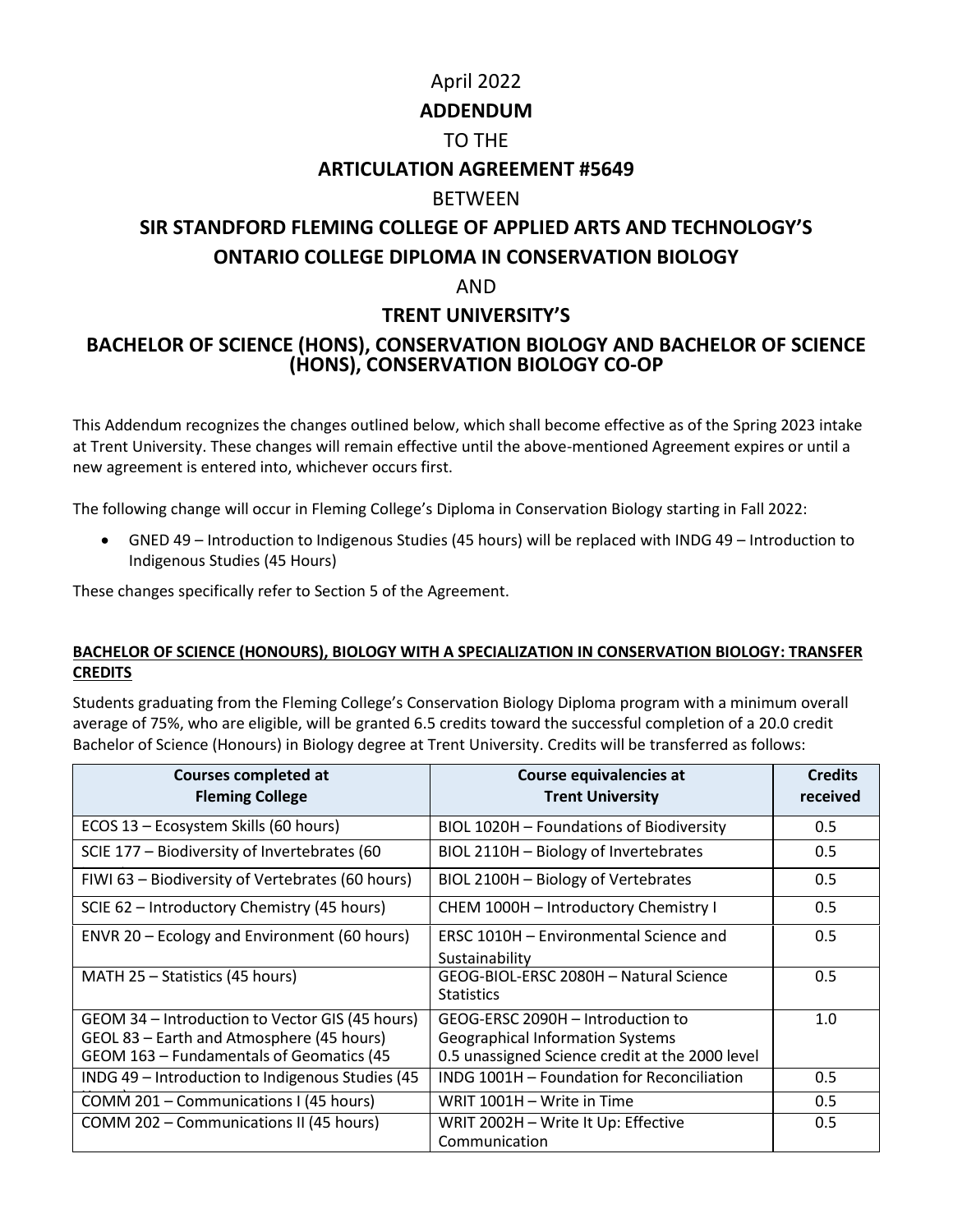April 2022

# ADDENDUM

TO THE

**ARTICULATION AGREEMENT #5649**

BETWEEN

**SIR STANDFORD FLEMING COLLEGE OF APPLIED ARTS AND TECHNOLOGY'S ONTARIO COLLEGE DIPLOMA IN CONSERVATION BIOLOGY**

AND

**TRENT UNIVERSITY'S**

**BACHELOR OF SCIENCE (HONS), CONSERVATION BIOLOGY AND BACHELOR OF SCIENCE (HONS), CONSERVATION BIOLOGY CO-OP**

This Addendum recognizes the changes outlined below, which shall become effective as of the Spring 2023 intake at Trent University. These changes will remain effective until the above-mentioned Agreement expires or until a new agreement is entered into, whichever occurs first.

The following change will occur in Fleming College's Diploma in Conservation Biology starting in Fall 2022:

- GNED 49 – Introduction to Indigenous Studies (45 hours) will be replaced with INDG 49 – Introduction to Indigenous Studies (45 Hours)

These changes specifically refer to Section 5 of the Agreement.

**BACHELOR OF SCIENCE (HONOURS), BIOLOGY WITH A SPECIALIZATION IN CONSERVATION BIOLOGY: TRANSFER CREDITS**

Students graduating from the Fleming College's Conservation Biology Diploma program with a minimum overall average of 75%, who are eligible, will be granted 6.5 credits toward the successful completion of a 20.0 credit Bachelor of Science (Honours) in Biology degree at Trent University. Credits will be transferred as follows:

| Courses completed at Fleming College | Course equivalencies at Trent University | Credits received |
|---|---|---|
| ECOS 13 – Ecosystem Skills (60 hours) | BIOL 1020H – Foundations of Biodiversity | 0.5 |
| SCIE 177 – Biodiversity of Invertebrates (60 hours) | BIOL 2110H – Biology of Invertebrates | 0.5 |
| FIWI 63 – Biodiversity of Vertebrates (60 hours) | BIOL 2100H – Biology of Vertebrates | 0.5 |
| SCIE 62 – Introductory Chemistry (45 hours) | CHEM 1000H – Introductory Chemistry I | 0.5 |
| ENVR 20 – Ecology and Environment (60 hours) | ERSC 1010H – Environmental Science and Sustainability | 0.5 |
| MATH 25 – Statistics (45 hours) | GEOG-BIOL-ERSC 2080H – Natural Science Statistics | 0.5 |
| GEOM 34 – Introduction to Vector GIS (45 hours)<br>GEOL 83 – Earth and Atmosphere (45 hours)<br>GEOM 163 – Fundamentals of Geomatics (45 hours) | GEOG-ERSC 2090H – Introduction to Geographical Information Systems<br>0.5 unassigned Science credit at the 2000 level | 1.0 |
| INDG 49 – Introduction to Indigenous Studies (45 hours) | INDG 1001H – Foundation for Reconciliation | 0.5 |
| COMM 201 – Communications I (45 hours) | WRIT 1001H – Write in Time | 0.5 |
| COMM 202 – Communications II (45 hours) | WRIT 2002H – Write It Up: Effective Communication | 0.5 |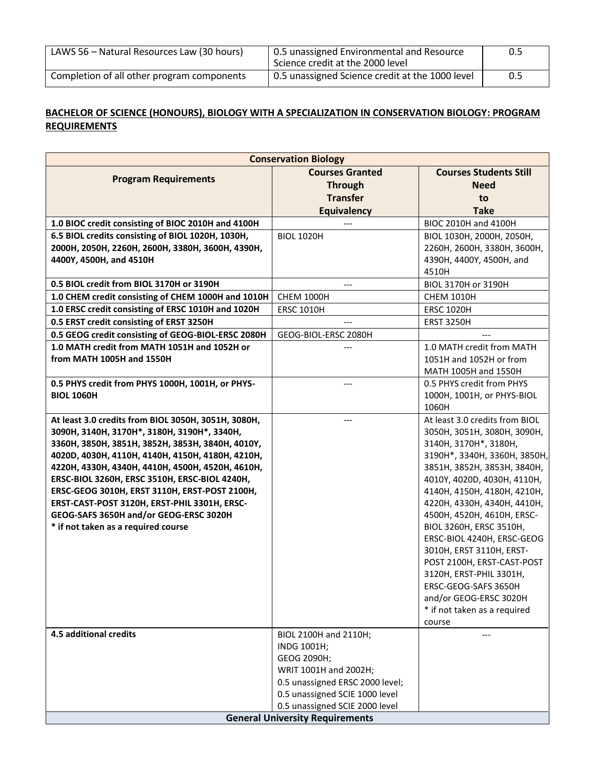| | | |
|---|---|---|
| LAWS 56 – Natural Resources Law (30 hours) | 0.5 unassigned Environmental and Resource Science credit at the 2000 level | 0.5 |
| Completion of all other program components | 0.5 unassigned Science credit at the 1000 level | 0.5 |

## BACHELOR OF SCIENCE (HONOURS), BIOLOGY WITH A SPECIALIZATION IN CONSERVATION BIOLOGY: PROGRAM REQUIREMENTS

| Conservation Biology | | |
|---|---|---|
| **Program Requirements** | **Courses Granted Through Transfer Equivalency** | **Courses Students Still Need to Take** |
| **1.0 BIOC credit consisting of BIOC 2010H and 4100H** | --- | BIOC 2010H and 4100H |
| **6.5 BIOL credits consisting of BIOL 1020H, 1030H, 2000H, 2050H, 2260H, 2600H, 3380H, 3600H, 4390H, 4400Y, 4500H, and 4510H** | BIOL 1020H | BIOL 1030H, 2000H, 2050H, 2260H, 2600H, 3380H, 3600H, 4390H, 4400Y, 4500H, and 4510H |
| **0.5 BIOL credit from BIOL 3170H or 3190H** | --- | BIOL 3170H or 3190H |
| **1.0 CHEM credit consisting of CHEM 1000H and 1010H** | CHEM 1000H | CHEM 1010H |
| **1.0 ERSC credit consisting of ERSC 1010H and 1020H** | ERSC 1010H | ERSC 1020H |
| **0.5 ERST credit consisting of ERST 3250H** | --- | ERST 3250H |
| **0.5 GEOG credit consisting of GEOG-BIOL-ERSC 2080H** | GEOG-BIOL-ERSC 2080H | --- |
| **1.0 MATH credit from MATH 1051H and 1052H or from MATH 1005H and 1550H** | --- | 1.0 MATH credit from MATH 1051H and 1052H or from MATH 1005H and 1550H |
| **0.5 PHYS credit from PHYS 1000H, 1001H, or PHYS-BIOL 1060H** | --- | 0.5 PHYS credit from PHYS 1000H, 1001H, or PHYS-BIOL 1060H |
| **At least 3.0 credits from BIOL 3050H, 3051H, 3080H, 3090H, 3140H, 3170H*, 3180H, 3190H*, 3340H, 3360H, 3850H, 3851H, 3852H, 3853H, 3840H, 4010Y, 4020D, 4030H, 4110H, 4140H, 4150H, 4180H, 4210H, 4220H, 4330H, 4340H, 4410H, 4500H, 4520H, 4610H, ERSC-BIOL 3260H, ERSC 3510H, ERSC-BIOL 4240H, ERSC-GEOG 3010H, ERST 3110H, ERST-POST 2100H, ERST-CAST-POST 3120H, ERST-PHIL 3301H, ERSC-GEOG-SAFS 3650H and/or GEOG-ERSC 3020H<br>* if not taken as a required course** | --- | At least 3.0 credits from BIOL 3050H, 3051H, 3080H, 3090H, 3140H, 3170H*, 3180H, 3190H*, 3340H, 3360H, 3850H, 3851H, 3852H, 3853H, 3840H, 4010Y, 4020D, 4030H, 4110H, 4140H, 4150H, 4180H, 4210H, 4220H, 4330H, 4340H, 4410H, 4500H, 4520H, 4610H, ERSC-BIOL 3260H, ERSC 3510H, ERSC-BIOL 4240H, ERSC-GEOG 3010H, ERST 3110H, ERST-POST 2100H, ERST-CAST-POST 3120H, ERST-PHIL 3301H, ERSC-GEOG-SAFS 3650H and/or GEOG-ERSC 3020H<br>* if not taken as a required course |
| **4.5 additional credits** | BIOL 2100H and 2110H;<br>INDG 1001H;<br>GEOG 2090H;<br>WRIT 1001H and 2002H;<br>0.5 unassigned ERSC 2000 level;<br>0.5 unassigned SCIE 1000 level<br>0.5 unassigned SCIE 2000 level | --- |
| **General University Requirements** | | |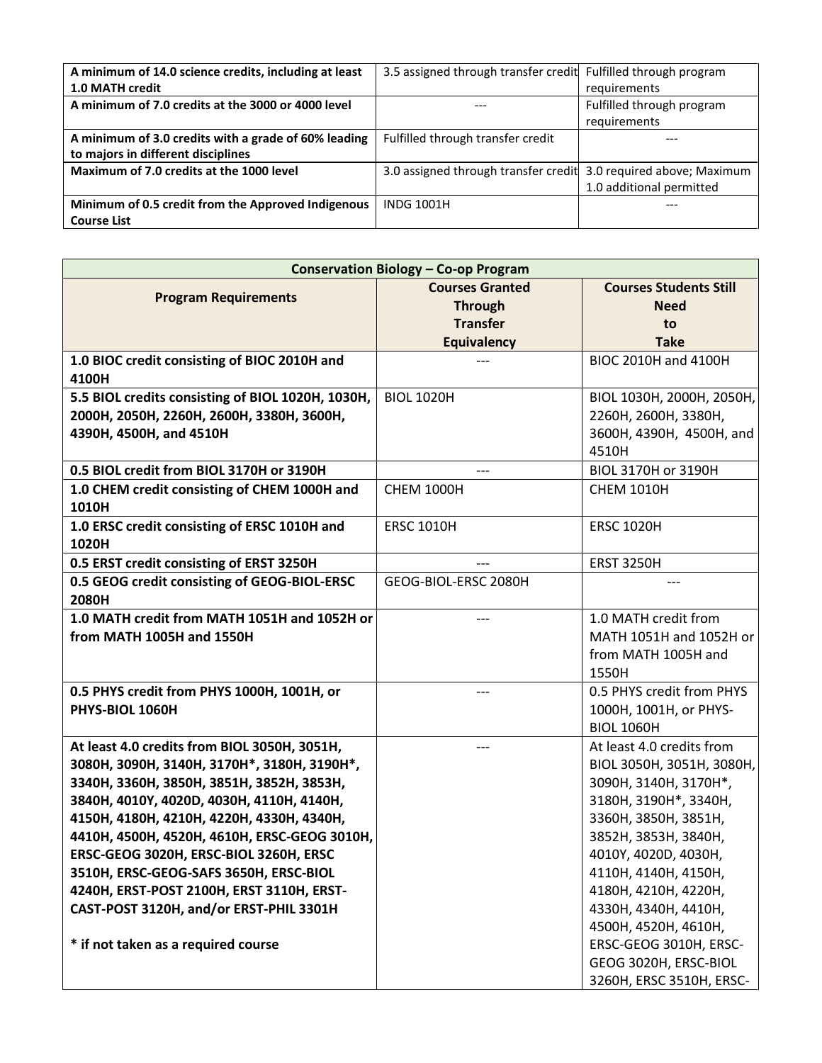| | | |
|---|---|---|
| **A minimum of 14.0 science credits, including at least 1.0 MATH credit** | 3.5 assigned through transfer credit | Fulfilled through program requirements |
| **A minimum of 7.0 credits at the 3000 or 4000 level** | --- | Fulfilled through program requirements |
| **A minimum of 3.0 credits with a grade of 60% leading to majors in different disciplines** | Fulfilled through transfer credit | --- |
| **Maximum of 7.0 credits at the 1000 level** | 3.0 assigned through transfer credit | 3.0 required above; Maximum 1.0 additional permitted |
| **Minimum of 0.5 credit from the Approved Indigenous Course List** | INDG 1001H | --- |

| Conservation Biology – Co-op Program | | |
|---|---|---|
| **Program Requirements** | **Courses Granted Through Transfer Equivalency** | **Courses Students Still Need to Take** |
| **1.0 BIOC credit consisting of BIOC 2010H and 4100H** | --- | BIOC 2010H and 4100H |
| **5.5 BIOL credits consisting of BIOL 1020H, 1030H, 2000H, 2050H, 2260H, 2600H, 3380H, 3600H, 4390H, 4500H, and 4510H** | BIOL 1020H | BIOL 1030H, 2000H, 2050H, 2260H, 2600H, 3380H, 3600H, 4390H, 4500H, and 4510H |
| **0.5 BIOL credit from BIOL 3170H or 3190H** | --- | BIOL 3170H or 3190H |
| **1.0 CHEM credit consisting of CHEM 1000H and 1010H** | CHEM 1000H | CHEM 1010H |
| **1.0 ERSC credit consisting of ERSC 1010H and 1020H** | ERSC 1010H | ERSC 1020H |
| **0.5 ERST credit consisting of ERST 3250H** | --- | ERST 3250H |
| **0.5 GEOG credit consisting of GEOG-BIOL-ERSC 2080H** | GEOG-BIOL-ERSC 2080H | --- |
| **1.0 MATH credit from MATH 1051H and 1052H or from MATH 1005H and 1550H** | --- | 1.0 MATH credit from MATH 1051H and 1052H or from MATH 1005H and 1550H |
| **0.5 PHYS credit from PHYS 1000H, 1001H, or PHYS-BIOL 1060H** | --- | 0.5 PHYS credit from PHYS 1000H, 1001H, or PHYS-BIOL 1060H |
| **At least 4.0 credits from BIOL 3050H, 3051H, 3080H, 3090H, 3140H, 3170H*, 3180H, 3190H*, 3340H, 3360H, 3850H, 3851H, 3852H, 3853H, 3840H, 4010Y, 4020D, 4030H, 4110H, 4140H, 4150H, 4180H, 4210H, 4220H, 4330H, 4340H, 4410H, 4500H, 4520H, 4610H, ERSC-GEOG 3010H, ERSC-GEOG 3020H, ERSC-BIOL 3260H, ERSC 3510H, ERSC-GEOG-SAFS 3650H, ERSC-BIOL 4240H, ERST-POST 2100H, ERST 3110H, ERST-CAST-POST 3120H, and/or ERST-PHIL 3301H**<br><br>**\* if not taken as a required course** | --- | At least 4.0 credits from BIOL 3050H, 3051H, 3080H, 3090H, 3140H, 3170H*, 3180H, 3190H*, 3340H, 3360H, 3850H, 3851H, 3852H, 3853H, 3840H, 4010Y, 4020D, 4030H, 4110H, 4140H, 4150H, 4180H, 4210H, 4220H, 4330H, 4340H, 4410H, 4500H, 4520H, 4610H, ERSC-GEOG 3010H, ERSC-GEOG 3020H, ERSC-BIOL 3260H, ERSC 3510H, ERSC- |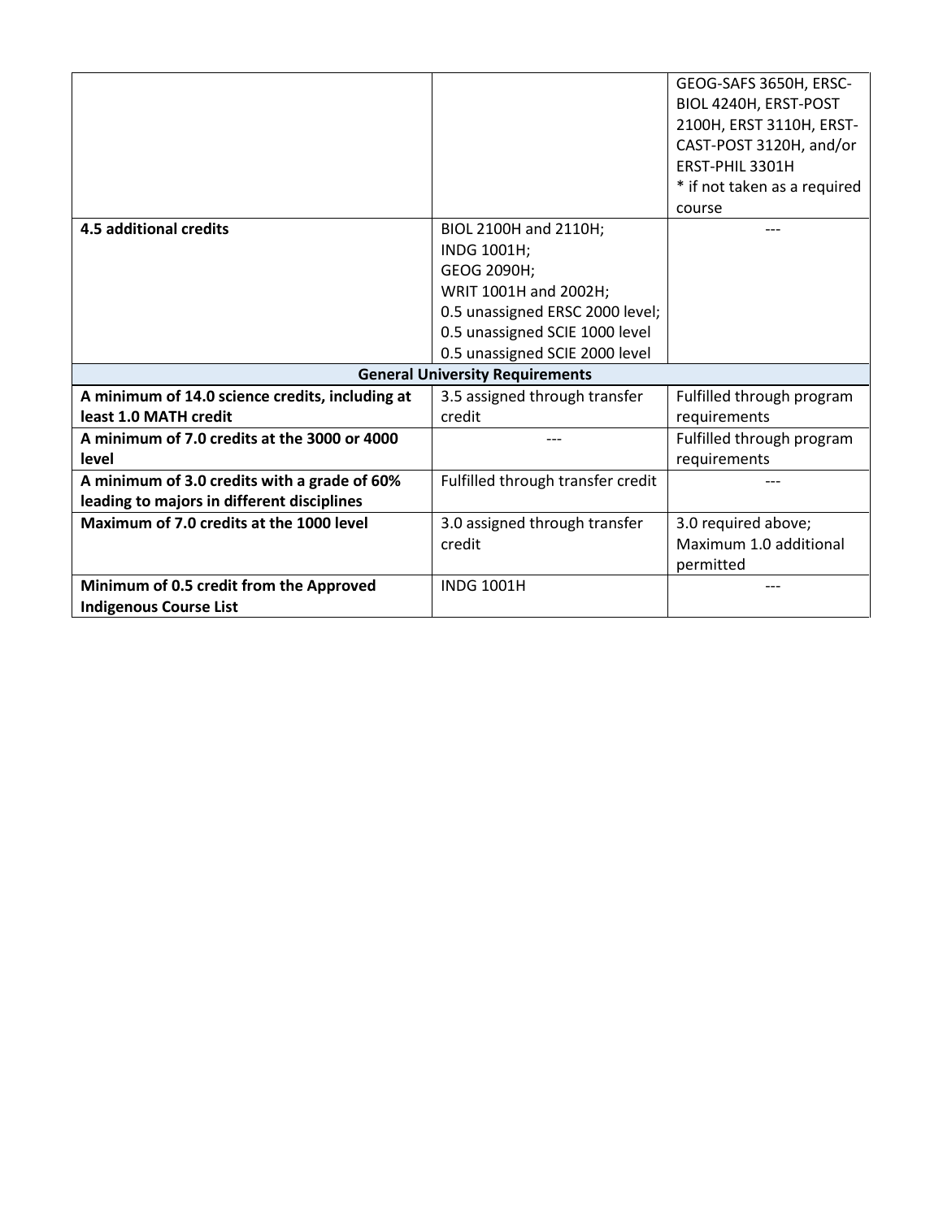| | | |
|---|---|---|
| | | GEOG-SAFS 3650H, ERSC-BIOL 4240H, ERST-POST 2100H, ERST 3110H, ERST-CAST-POST 3120H, and/or ERST-PHIL 3301H<br>* if not taken as a required course |
| **4.5 additional credits** | BIOL 2100H and 2110H;<br>INDG 1001H;<br>GEOG 2090H;<br>WRIT 1001H and 2002H;<br>0.5 unassigned ERSC 2000 level;<br>0.5 unassigned SCIE 1000 level<br>0.5 unassigned SCIE 2000 level | --- |
| **General University Requirements** | | |
| **A minimum of 14.0 science credits, including at least 1.0 MATH credit** | 3.5 assigned through transfer credit | Fulfilled through program requirements |
| **A minimum of 7.0 credits at the 3000 or 4000 level** | --- | Fulfilled through program requirements |
| **A minimum of 3.0 credits with a grade of 60% leading to majors in different disciplines** | Fulfilled through transfer credit | --- |
| **Maximum of 7.0 credits at the 1000 level** | 3.0 assigned through transfer credit | 3.0 required above;<br>Maximum 1.0 additional permitted |
| **Minimum of 0.5 credit from the Approved Indigenous Course List** | INDG 1001H | --- |